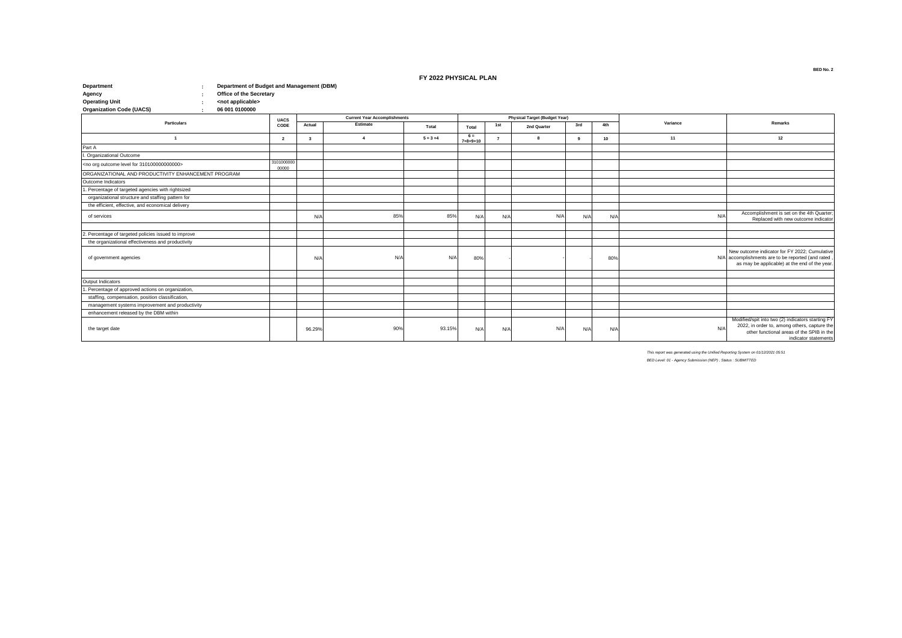BED No. 2

# FY 2022 PHYSICAL PLAN

**Department** : **Department of Budget and Management (DBM)**
**Agency** : **Office of the Secretary**
**Operating Unit** : **<not applicable>**
**Organization Code (UACS)** : **06 001 0100000**

| Particulars | UACS CODE | Current Year Accomplishments | | | Physical Target (Budget Year) | | | | | Variance | Remarks |
|---|---|---|---|---|---|---|---|---|---|---|---|
| | | Actual | Estimate | Total | Total | 1st | 2nd Quarter | 3rd | 4th | | |
| 1 | 2 | 3 | 4 | 5 = 3 +4 | 6 = 7+8+9+10 | 7 | 8 | 9 | 10 | 11 | 12 |
| Part A | | | | | | | | | | | |
| I. Organizational Outcome | | | | | | | | | | | |
| <no org outcome level for 310100000000000> | 310100000000000 | | | | | | | | | | |
| ORGANIZATIONAL AND PRODUCTIVITY ENHANCEMENT PROGRAM | | | | | | | | | | | |
| Outcome Indicators | | | | | | | | | | | |
| 1. Percentage of targeted agencies with rightsized organizational structure and staffing pattern for the efficient, effective, and economical delivery of services | | N/A | 85% | 85% | N/A | N/A | N/A | N/A | N/A | N/A | Accomplishment is set on the 4th Quarter; Replaced with new outcome indicator |
| 2. Percentage of targeted policies issued to improve the organizational effectiveness and productivity of government agencies | | N/A | N/A | N/A | 80% | - | - | - | 80% | N/A | New outcome indicator for FY 2022; Cumulative accomplishments are to be reported (and rated , as may be applicable) at the end of the year. |
| Output Indicators | | | | | | | | | | | |
| 1. Percentage of approved actions on organization, staffing, compensation, position classification, management systems improvement and productivity enhancement released by the DBM within the target date | | 96.29% | 90% | 93.15% | N/A | N/A | N/A | N/A | N/A | N/A | Modified/spit into two (2) indicators starting FY 2022, in order to, among others, capture the other functional areas of the SPIB in the indicator statements |

*This report was generated using the Unified Reporting System on 01/12/2021 05:51*

*BED Level: 01 - Agency Submission (NEP) ; Status : SUBMITTED*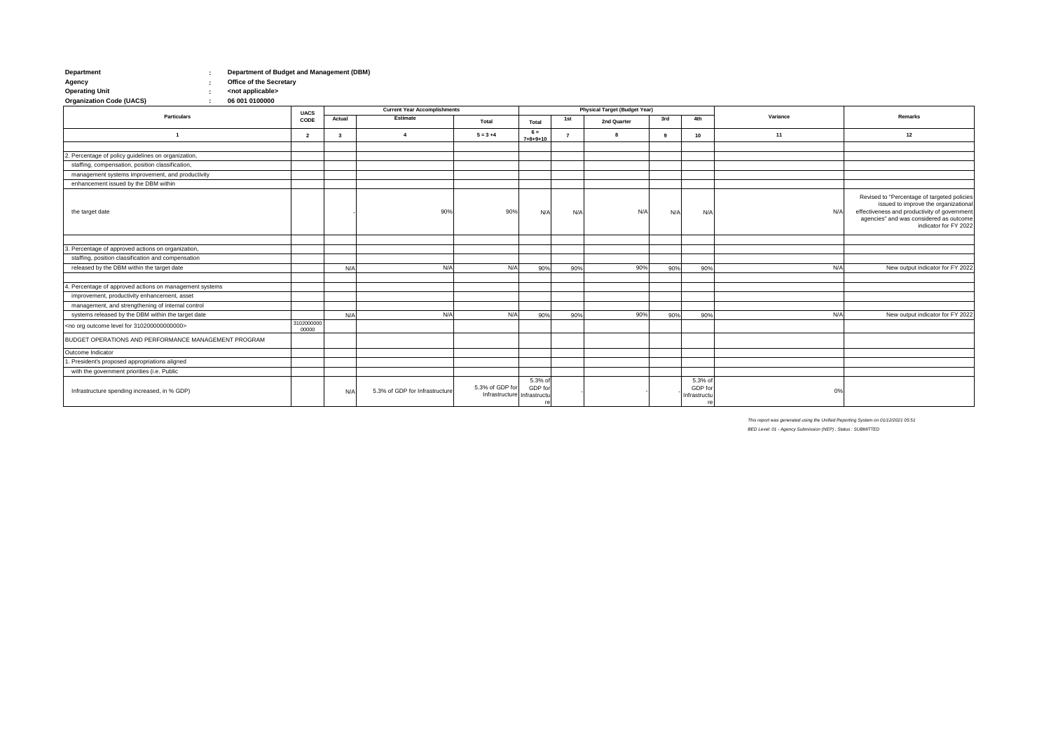| | | |
|---|---|---|
| **Department** | : | **Department of Budget and Management (DBM)** |
| **Agency** | : | **Office of the Secretary** |
| **Operating Unit** | : | **<not applicable>** |
| **Organization Code (UACS)** | : | **06 001 0100000** |

| Particulars | UACS CODE | Current Year Accomplishments | | | Physical Target (Budget Year) | | | | | Variance | Remarks |
|---|---|---|---|---|---|---|---|---|---|---|---|
| | | Actual | Estimate | Total | Total | 1st | 2nd Quarter | 3rd | 4th | | |
| 1 | 2 | 3 | 4 | 5 = 3 +4 | 6 = 7+8+9+10 | 7 | 8 | 9 | 10 | 11 | 12 |
| | | | | | | | | | | | |
| 2. Percentage of policy guidelines on organization, | | | | | | | | | | | |
| staffing, compensation, position classification, | | | | | | | | | | | |
| management systems improvement, and productivity | | | | | | | | | | | |
| enhancement issued by the DBM within | | | | | | | | | | | |
| the target date | | - | 90% | 90% | N/A | N/A | N/A | N/A | N/A | N/A | Revised to "Percentage of targeted policies issued to improve the organizational effectiveness and productivity of government agencies" and was considered as outcome indicator for FY 2022 |
| | | | | | | | | | | | |
| 3. Percentage of approved actions on organization, | | | | | | | | | | | |
| staffing, position classification and compensation | | | | | | | | | | | |
| released by the DBM within the target date | | N/A | N/A | N/A | 90% | 90% | 90% | 90% | 90% | N/A | New output indicator for FY 2022 |
| | | | | | | | | | | | |
| 4. Percentage of approved actions on management systems | | | | | | | | | | | |
| improvement, productivity enhancement, asset | | | | | | | | | | | |
| management, and strengthening of internal control | | | | | | | | | | | |
| systems released by the DBM within the target date | | N/A | N/A | N/A | 90% | 90% | 90% | 90% | 90% | N/A | New output indicator for FY 2022 |
| <no org outcome level for 310200000000000> | 310200000000000 | | | | | | | | | | |
| BUDGET OPERATIONS AND PERFORMANCE MANAGEMENT PROGRAM | | | | | | | | | | | |
| Outcome Indicator | | | | | | | | | | | |
| 1. President's proposed appropriations aligned | | | | | | | | | | | |
| with the government priorities (i.e. Public | | | | | | | | | | | |
| Infrastructure spending increased, in % GDP) | | N/A | 5.3% of GDP for Infrastructure | 5.3% of GDP for Infrastructure | 5.3% of GDP for Infrastructure | - | - | - | 5.3% of GDP for Infrastructure | 0% | |

*This report was generated using the Unified Reporting System on 01/12/2021 05:51*

*BED Level: 01 - Agency Submission (NEP) ; Status : SUBMITTED*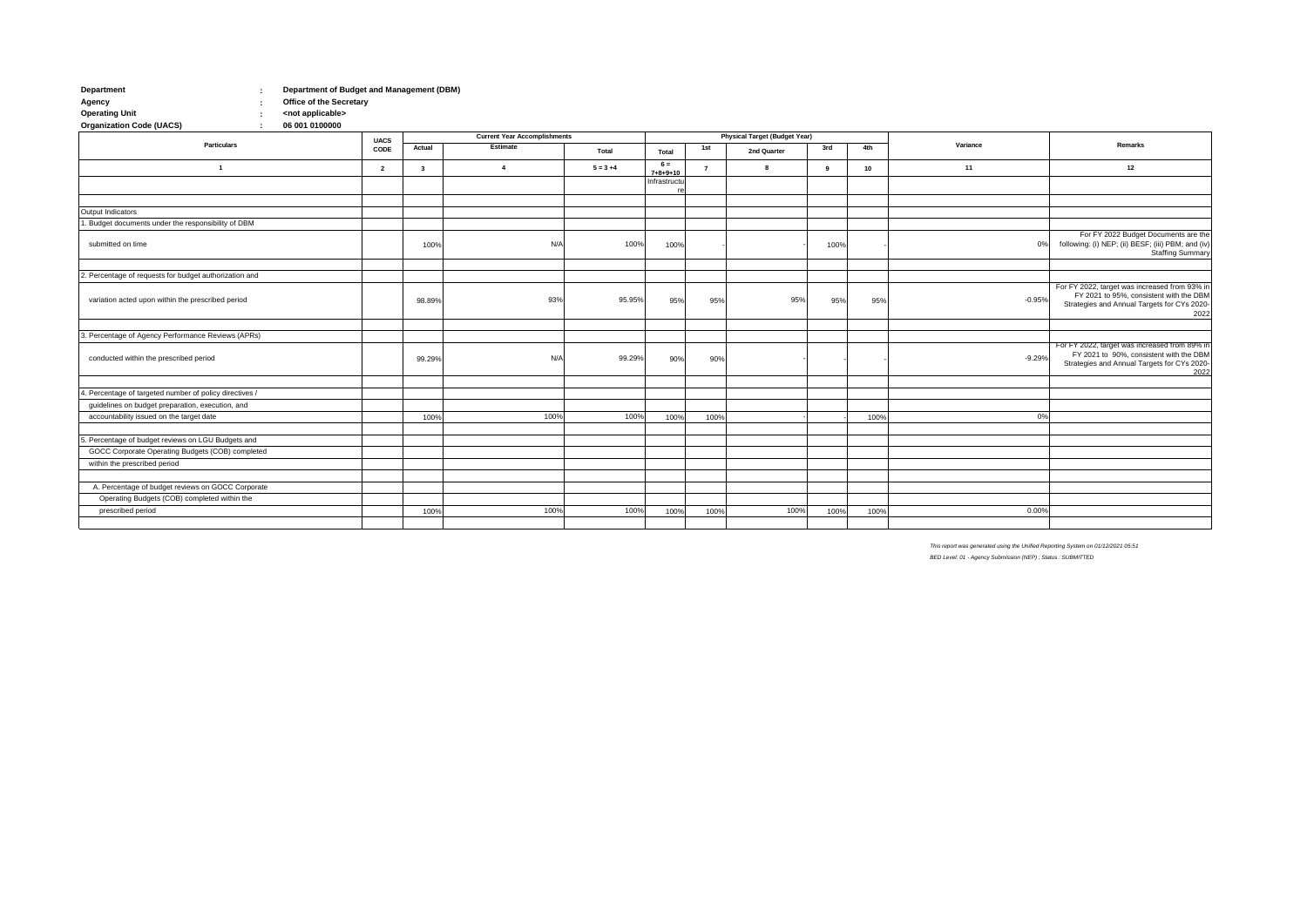| | | |
|---|---|---|
| **Department** | : | **Department of Budget and Management (DBM)** |
| **Agency** | : | **Office of the Secretary** |
| **Operating Unit** | : | **<not applicable>** |
| **Organization Code (UACS)** | : | **06 001 0100000** |

| Particulars | UACS CODE | Current Year Accomplishments | | | Physical Target (Budget Year) | | | | | Variance | Remarks |
|---|---|---|---|---|---|---|---|---|---|---|---|
| | | Actual | Estimate | Total | Total | 1st | 2nd Quarter | 3rd | 4th | | |
| 1 | 2 | 3 | 4 | 5 = 3 +4 | 6 = 7+8+9+10 | 7 | 8 | 9 | 10 | 11 | 12 |
| | | | | | Infrastructure | | | | | | |
| | | | | | | | | | | | |
| Output Indicators | | | | | | | | | | | |
| 1. Budget documents under the responsibility of DBM | | | | | | | | | | | |
| submitted on time | | 100% | N/A | 100% | 100% | - | - | 100% | - | 0% | For FY 2022 Budget Documents are the following: (i) NEP; (ii) BESF; (iii) PBM; and (iv) Staffing Summary |
| | | | | | | | | | | | |
| 2. Percentage of requests for budget authorization and | | | | | | | | | | | |
| variation acted upon within the prescribed period | | 98.89% | 93% | 95.95% | 95% | 95% | 95% | 95% | 95% | -0.95% | For FY 2022, target was increased from 93% in FY 2021 to 95%, consistent with the DBM Strategies and Annual Targets for CYs 2020-2022 |
| | | | | | | | | | | | |
| 3. Percentage of Agency Performance Reviews (APRs) | | | | | | | | | | | |
| conducted within the prescribed period | | 99.29% | N/A | 99.29% | 90% | 90% | - | - | - | -9.29% | For FY 2022, target was increased from 89% in FY 2021 to 90%, consistent with the DBM Strategies and Annual Targets for CYs 2020-2022 |
| | | | | | | | | | | | |
| 4. Percentage of targeted number of policy directives / | | | | | | | | | | | |
| guidelines on budget preparation, execution, and | | | | | | | | | | | |
| accountability issued on the target date | | 100% | 100% | 100% | 100% | 100% | - | - | 100% | 0% | |
| | | | | | | | | | | | |
| 5. Percentage of budget reviews on LGU Budgets and | | | | | | | | | | | |
| GOCC Corporate Operating Budgets (COB) completed | | | | | | | | | | | |
| within the prescribed period | | | | | | | | | | | |
| | | | | | | | | | | | |
| A. Percentage of budget reviews on GOCC Corporate | | | | | | | | | | | |
| Operating Budgets (COB) completed within the | | | | | | | | | | | |
| prescribed period | | 100% | 100% | 100% | 100% | 100% | 100% | 100% | 100% | 0.00% | |
| | | | | | | | | | | | |

*This report was generated using the Unified Reporting System on 01/12/2021 05:51*

*BED Level: 01 - Agency Submission (NEP) ; Status : SUBMITTED*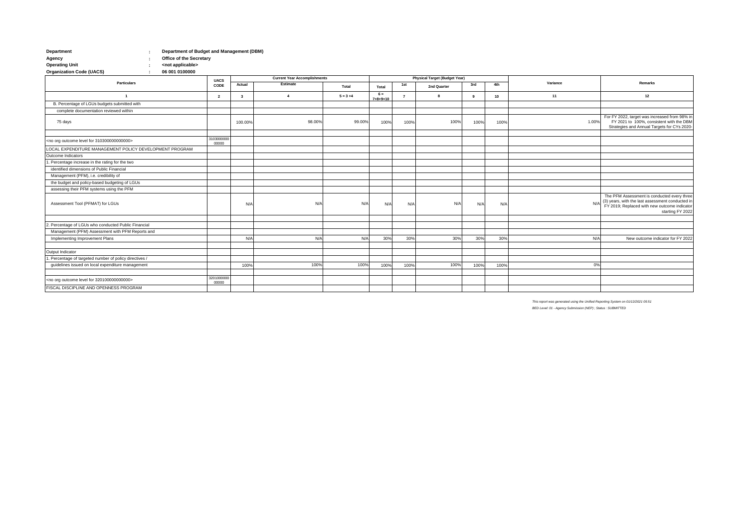**Department** : **Department of Budget and Management (DBM)**
**Agency** : **Office of the Secretary**
**Operating Unit** : **<not applicable>**
**Organization Code (UACS)** : **06 001 0100000**

| Particulars | UACS CODE | Current Year Accomplishments | | | Physical Target (Budget Year) | | | | | Variance | Remarks |
|---|---|---|---|---|---|---|---|---|---|---|---|
| | | Actual | Estimate | Total | Total | 1st | 2nd Quarter | 3rd | 4th | | |
| 1 | 2 | 3 | 4 | 5 = 3 +4 | 6 = 7+8+9+10 | 7 | 8 | 9 | 10 | 11 | 12 |
| B. Percentage of LGUs budgets submitted with | | | | | | | | | | | |
| complete documentation reviewed within | | | | | | | | | | | |
| 75 days | | 100.00% | 98.00% | 99.00% | 100% | 100% | 100% | 100% | 100% | 1.00% | For FY 2022, target was increased from 98% in FY 2021 to 100%, consistent with the DBM Strategies and Annual Targets for CYs 2020- |
| | | | | | | | | | | | |
| <no org outcome level for 310300000000000> | 310300000000000 | | | | | | | | | | |
| LOCAL EXPENDITURE MANAGEMENT POLICY DEVELOPMENT PROGRAM | | | | | | | | | | | |
| Outcome Indicators | | | | | | | | | | | |
| 1. Percentage increase in the rating for the two | | | | | | | | | | | |
| identified dimensions of Public Financial | | | | | | | | | | | |
| Management (PFM), i.e. credibility of | | | | | | | | | | | |
| the budget and policy-based budgeting of LGUs | | | | | | | | | | | |
| assessing their PFM systems using the PFM | | | | | | | | | | | |
| Assessment Tool (PFMAT) for LGUs | | N/A | N/A | N/A | N/A | N/A | N/A | N/A | N/A | N/A | The PFM Assessment is conducted every three (3) years, with the last assessment conducted in FY 2019; Replaced with new outcome indicator starting FY 2022 |
| | | | | | | | | | | | |
| 2. Percentage of LGUs who conducted Public Financial | | | | | | | | | | | |
| Management (PFM) Assessment with PFM Reports and | | | | | | | | | | | |
| Implementing Improvement Plans | | N/A | N/A | N/A | 30% | 30% | 30% | 30% | 30% | N/A | New outcome indicator for FY 2022 |
| | | | | | | | | | | | |
| Output Indicator | | | | | | | | | | | |
| 1. Percentage of targeted number of policy directives / | | | | | | | | | | | |
| guidelines issued on local expenditure management | | 100% | 100% | 100% | 100% | 100% | 100% | 100% | 100% | 0% | |
| | | | | | | | | | | | |
| <no org outcome level for 320100000000000> | 320100000000000 | | | | | | | | | | |
| FISCAL DISCIPLINE AND OPENNESS PROGRAM | | | | | | | | | | | |

*This report was generated using the Unified Reporting System on 01/12/2021 05:51*

*BED Level: 01 - Agency Submission (NEP) ; Status : SUBMITTED*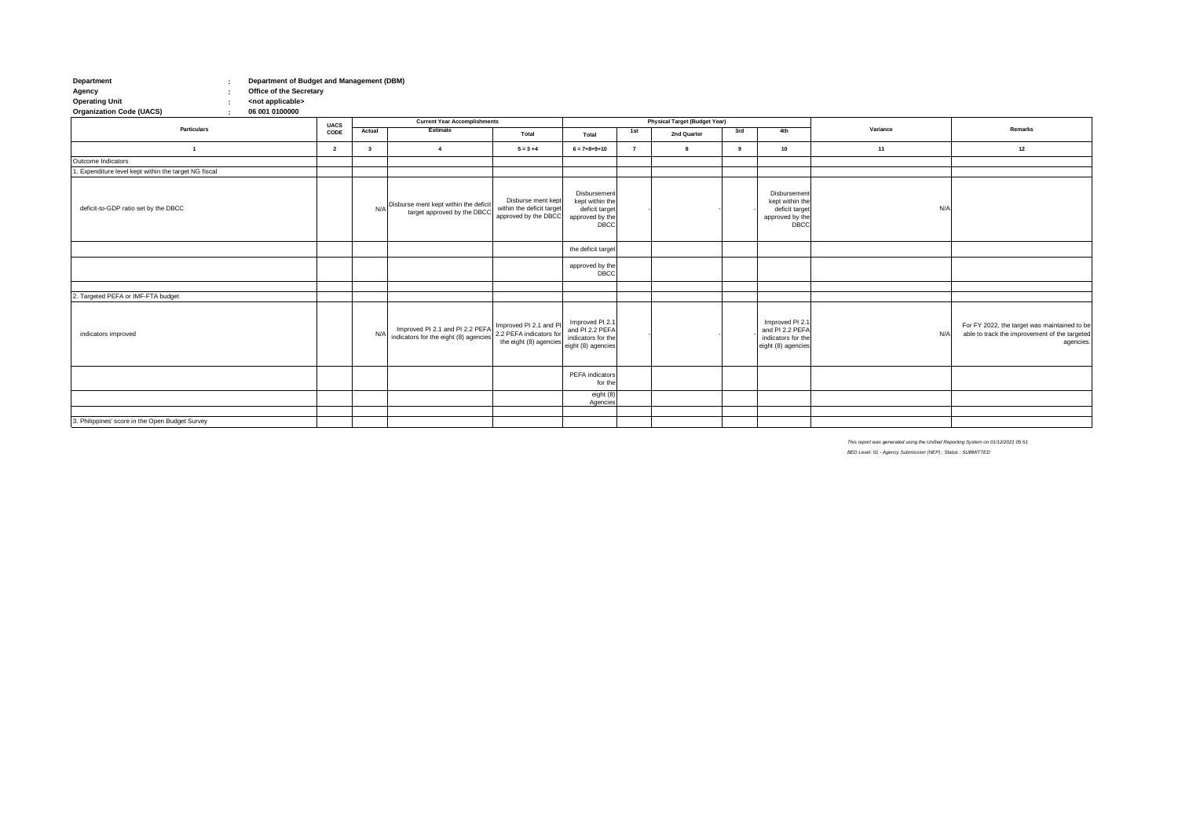**Department** : **Department of Budget and Management (DBM)**
**Agency** : **Office of the Secretary**
**Operating Unit** : **<not applicable>**
**Organization Code (UACS)** : **06 001 0100000**

| Particulars | UACS CODE | Current Year Accomplishments | | | Physical Target (Budget Year) | | | | | Variance | Remarks |
|---|---|---|---|---|---|---|---|---|---|---|---|
| | | Actual | Estimate | Total | Total | 1st | 2nd Quarter | 3rd | 4th | | |
| 1 | 2 | 3 | 4 | 5 = 3 +4 | 6 = 7+8+9+10 | 7 | 8 | 9 | 10 | 11 | 12 |
| Outcome Indicators | | | | | | | | | | | |
| 1. Expenditure level kept within the target NG fiscal | | | | | | | | | | | |
| deficit-to-GDP ratio set by the DBCC | | N/A | Disburse ment kept within the deficit target approved by the DBCC | Disburse ment kept within the deficit target approved by the DBCC | Disbursement kept within the deficit target approved by the DBCC | - | - | - | Disbursement kept within the deficit target approved by the DBCC | N/A | |
| | | | | | the deficit target | | | | | | |
| | | | | | approved by the DBCC | | | | | | |
| | | | | | | | | | | | |
| 2. Targeted PEFA or IMF-FTA budget | | | | | | | | | | | |
| indicators improved | | N/A | Improved PI 2.1 and PI 2.2 PEFA indicators for the eight (8) agencies | Improved PI 2.1 and PI 2.2 PEFA indicators for the eight (8) agencies | Improved PI 2.1 and PI 2.2 PEFA indicators for the eight (8) agencies | - | - | - | Improved PI 2.1 and PI 2.2 PEFA indicators for the eight (8) agencies | N/A | For FY 2022, the target was maintained to be able to track the improvement of the targeted agencies. |
| | | | | | PEFA indicators for the | | | | | | |
| | | | | | eight (8) Agencies | | | | | | |
| | | | | | | | | | | | |
| 3. Philippines' score in the Open Budget Survey | | | | | | | | | | | |

*This report was generated using the Unified Reporting System on 01/12/2021 05:51*

*BED Level: 01 - Agency Submission (NEP) ; Status : SUBMITTED*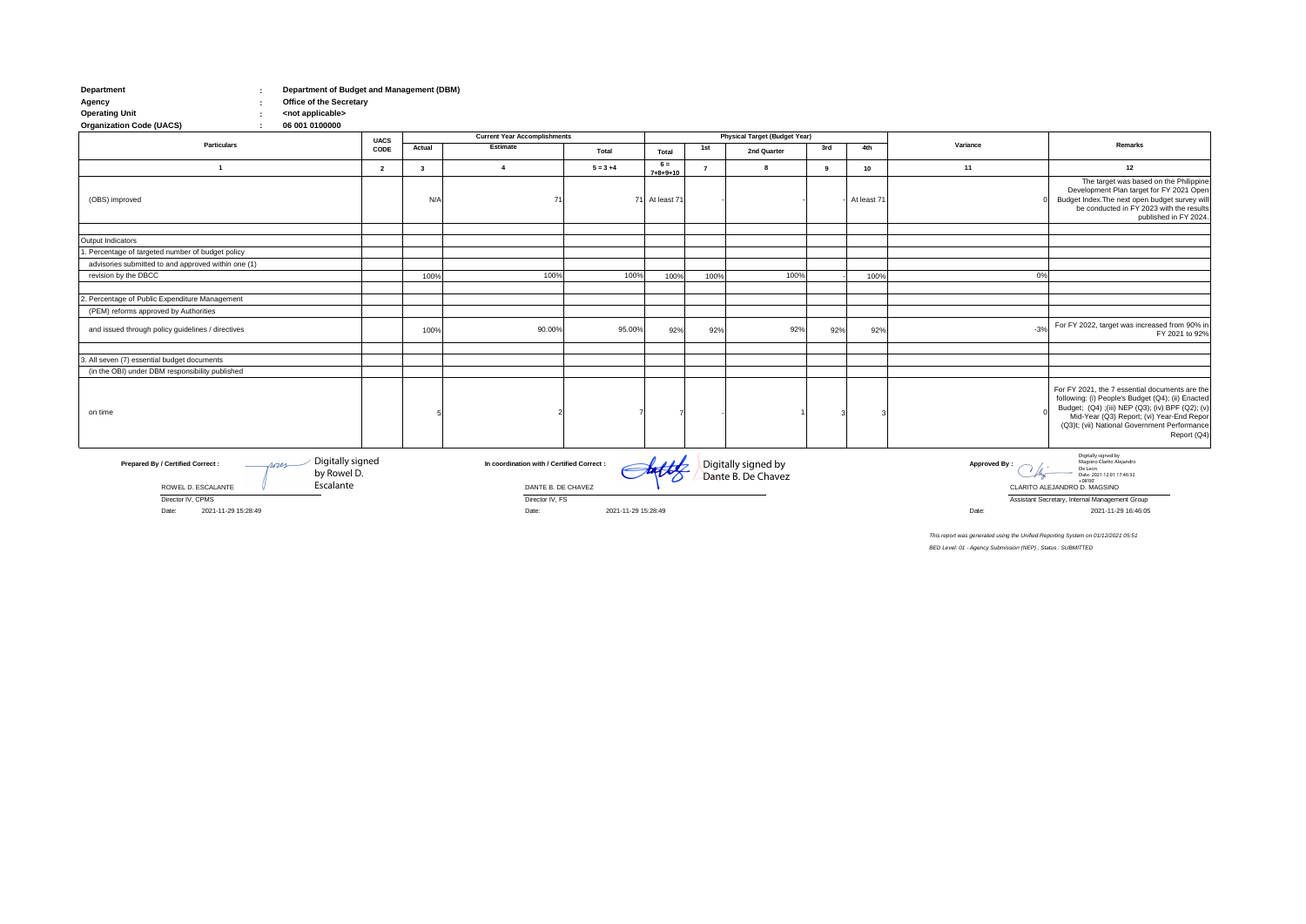**Department** : **Department of Budget and Management (DBM)**
**Agency** : **Office of the Secretary**
**Operating Unit** : **<not applicable>**
**Organization Code (UACS)** : **06 001 0100000**

| Particulars | UACS CODE | Current Year Accomplishments | | | Physical Target (Budget Year) | | | | | Variance | Remarks |
|---|---|---|---|---|---|---|---|---|---|---|---|
| | | Actual | Estimate | Total | Total | 1st | 2nd Quarter | 3rd | 4th | | |
| 1 | 2 | 3 | 4 | 5 = 3 +4 | 6 = 7+8+9+10 | 7 | 8 | 9 | 10 | 11 | 12 |
| (OBS) improved | | N/A | 71 | 71 | At least 71 | - | - | | - At least 71 | 0 | The target was based on the Philippine Development Plan target for FY 2021 Open Budget Index.The next open budget survey will be conducted in FY 2023 with the results published in FY 2024. |
| | | | | | | | | | | | |
| Output Indicators | | | | | | | | | | | |
| 1. Percentage of targeted number of budget policy | | | | | | | | | | | |
| advisories submitted to and approved within one (1) | | | | | | | | | | | |
| revision by the DBCC | | 100% | 100% | 100% | 100% | 100% | 100% | - | 100% | 0% | |
| | | | | | | | | | | | |
| 2. Percentage of Public Expenditure Management | | | | | | | | | | | |
| (PEM) reforms approved by Authorities | | | | | | | | | | | |
| and issued through policy guidelines / directives | | 100% | 90.00% | 95.00% | 92% | 92% | 92% | 92% | 92% | -3% | For FY 2022, target was increased from 90% in FY 2021 to 92% |
| | | | | | | | | | | | |
| 3. All seven (7) essential budget documents | | | | | | | | | | | |
| (in the OBI) under DBM responsibility published | | | | | | | | | | | |
| on time | | 5 | 2 | 7 | 7 | - | 1 | 3 | 3 | 0 | For FY 2021, the 7 essential documents are the following: (i) People's Budget (Q4); (ii) Enacted Budget; (Q4) ;(iii) NEP (Q3); (iv) BPF (Q2); (v) Mid-Year (Q3) Report; (vi) Year-End Repor (Q3)t; (vii) National Government Performance Report (Q4) |

**Prepared By / Certified Correct :** Digitally signed by Rowel D. Escalante
ROWEL D. ESCALANTE
Director IV, CPMS
Date: 2021-11-29 15:28:49

**In coordination with / Certified Correct :** Digitally signed by Dante B. De Chavez
DANTE B. DE CHAVEZ
Director IV, FS
Date: 2021-11-29 15:28:49

**Approved By :** Digitally signed by Magsino Clarito Alejandro De Leon Date: 2021.12.01 17:46:32 +08'00'
CLARITO ALEJANDRO D. MAGSINO
Assistant Secretary, Internal Management Group
Date: 2021-11-29 16:46:05

*This report was generated using the Unified Reporting System on 01/12/2021 05:51*

*BED Level: 01 - Agency Submission (NEP) ; Status : SUBMITTED*